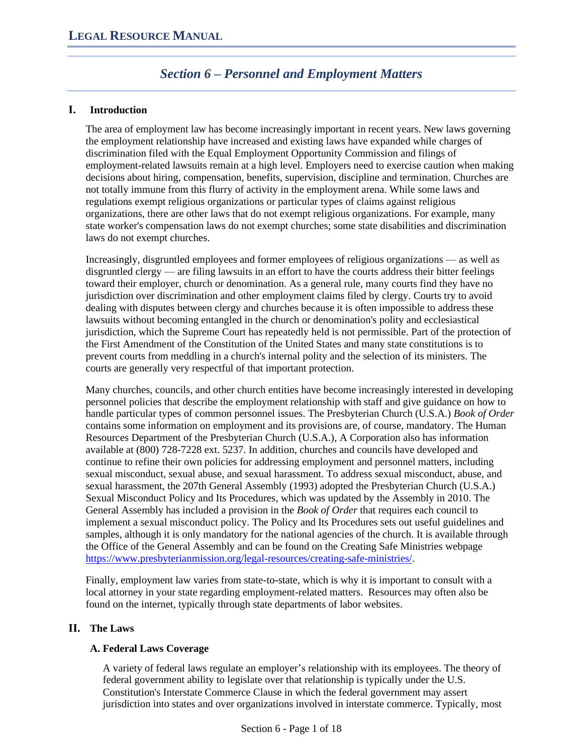## Section 6 – Personnel and Employment Matters

### I. Introduction

The area of employment law has become increasingly important in recent years. New laws governing the employment relationship have increased and existing laws have expanded while charges of discrimination filed with the Equal Employment Opportunity Commission and filings of employment-related lawsuits remain at a high level. Employers need to exercise caution when making decisions about hiring, compensation, benefits, supervision, discipline and termination. Churches are not totally immune from this flurry of activity in the employment arena. While some laws and regulations exempt religious organizations or particular types of claims against religious organizations, there are other laws that do not exempt religious organizations. For example, many state worker's compensation laws do not exempt churches; some state disabilities and discrimination laws do not exempt churches.

Increasingly, disgruntled employees and former employees of religious organizations — as well as disgruntled clergy — are filing lawsuits in an effort to have the courts address their bitter feelings toward their employer, church or denomination. As a general rule, many courts find they have no jurisdiction over discrimination and other employment claims filed by clergy. Courts try to avoid dealing with disputes between clergy and churches because it is often impossible to address these lawsuits without becoming entangled in the church or denomination's polity and ecclesiastical jurisdiction, which the Supreme Court has repeatedly held is not permissible. Part of the protection of the First Amendment of the Constitution of the United States and many state constitutions is to prevent courts from meddling in a church's internal polity and the selection of its ministers. The courts are generally very respectful of that important protection.

Many churches, councils, and other church entities have become increasingly interested in developing personnel policies that describe the employment relationship with staff and give guidance on how to handle particular types of common personnel issues. The Presbyterian Church (U.S.A.) *Book of Order* contains some information on employment and its provisions are, of course, mandatory. The Human Resources Department of the Presbyterian Church (U.S.A.), A Corporation also has information available at (800) 728-7228 ext. 5237. In addition, churches and councils have developed and continue to refine their own policies for addressing employment and personnel matters, including sexual misconduct, sexual abuse, and sexual harassment. To address sexual misconduct, abuse, and sexual harassment, the 207th General Assembly (1993) adopted the Presbyterian Church (U.S.A.) Sexual Misconduct Policy and Its Procedures, which was updated by the Assembly in 2010. The General Assembly has included a provision in the *Book of Order* that requires each council to implement a sexual misconduct policy. The Policy and Its Procedures sets out useful guidelines and samples, although it is only mandatory for the national agencies of the church. It is available through the Office of the General Assembly and can be found on the Creating Safe Ministries webpage https://www.presbyterianmission.org/legal-resources/creating-safe-ministries/.

Finally, employment law varies from state-to-state, which is why it is important to consult with a local attorney in your state regarding employment-related matters. Resources may often also be found on the internet, typically through state departments of labor websites.

### II. The Laws

#### A. Federal Laws Coverage

A variety of federal laws regulate an employer's relationship with its employees. The theory of federal government ability to legislate over that relationship is typically under the U.S. Constitution's Interstate Commerce Clause in which the federal government may assert jurisdiction into states and over organizations involved in interstate commerce. Typically, most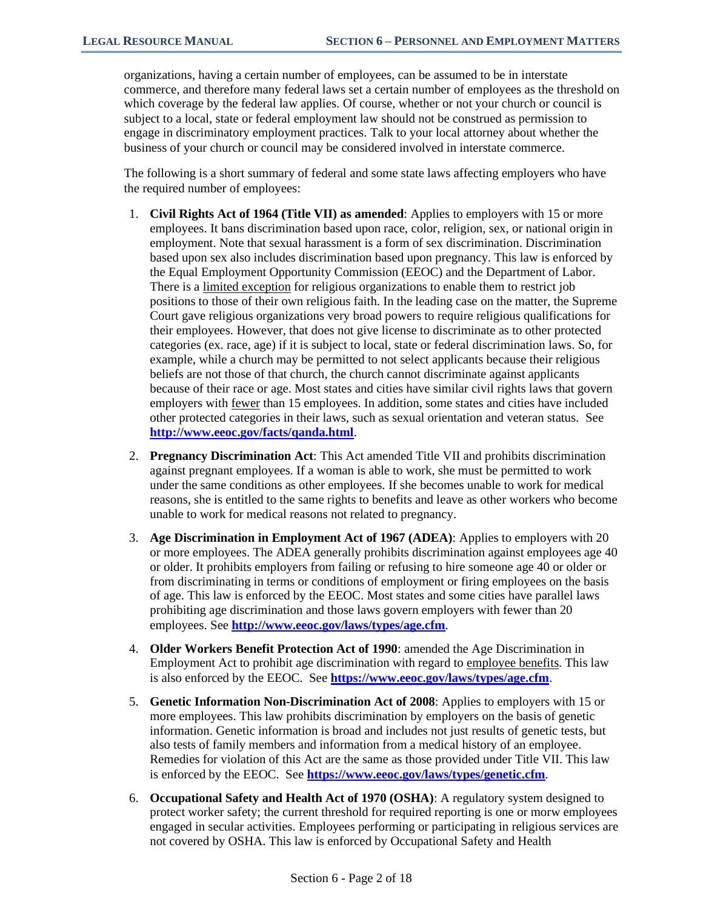organizations, having a certain number of employees, can be assumed to be in interstate commerce, and therefore many federal laws set a certain number of employees as the threshold on which coverage by the federal law applies. Of course, whether or not your church or council is subject to a local, state or federal employment law should not be construed as permission to engage in discriminatory employment practices. Talk to your local attorney about whether the business of your church or council may be considered involved in interstate commerce.

The following is a short summary of federal and some state laws affecting employers who have the required number of employees:

1. **Civil Rights Act of 1964 (Title VII) as amended**: Applies to employers with 15 or more employees. It bans discrimination based upon race, color, religion, sex, or national origin in employment. Note that sexual harassment is a form of sex discrimination. Discrimination based upon sex also includes discrimination based upon pregnancy. This law is enforced by the Equal Employment Opportunity Commission (EEOC) and the Department of Labor. There is a limited exception for religious organizations to enable them to restrict job positions to those of their own religious faith. In the leading case on the matter, the Supreme Court gave religious organizations very broad powers to require religious qualifications for their employees. However, that does not give license to discriminate as to other protected categories (ex. race, age) if it is subject to local, state or federal discrimination laws. So, for example, while a church may be permitted to not select applicants because their religious beliefs are not those of that church, the church cannot discriminate against applicants because of their race or age. Most states and cities have similar civil rights laws that govern employers with fewer than 15 employees. In addition, some states and cities have included other protected categories in their laws, such as sexual orientation and veteran status. See **http://www.eeoc.gov/facts/qanda.html**.

2. **Pregnancy Discrimination Act**: This Act amended Title VII and prohibits discrimination against pregnant employees. If a woman is able to work, she must be permitted to work under the same conditions as other employees. If she becomes unable to work for medical reasons, she is entitled to the same rights to benefits and leave as other workers who become unable to work for medical reasons not related to pregnancy.

3. **Age Discrimination in Employment Act of 1967 (ADEA)**: Applies to employers with 20 or more employees. The ADEA generally prohibits discrimination against employees age 40 or older. It prohibits employers from failing or refusing to hire someone age 40 or older or from discriminating in terms or conditions of employment or firing employees on the basis of age. This law is enforced by the EEOC. Most states and some cities have parallel laws prohibiting age discrimination and those laws govern employers with fewer than 20 employees. See **http://www.eeoc.gov/laws/types/age.cfm**.

4. **Older Workers Benefit Protection Act of 1990**: amended the Age Discrimination in Employment Act to prohibit age discrimination with regard to employee benefits. This law is also enforced by the EEOC. See **https://www.eeoc.gov/laws/types/age.cfm**.

5. **Genetic Information Non-Discrimination Act of 2008**: Applies to employers with 15 or more employees. This law prohibits discrimination by employers on the basis of genetic information. Genetic information is broad and includes not just results of genetic tests, but also tests of family members and information from a medical history of an employee. Remedies for violation of this Act are the same as those provided under Title VII. This law is enforced by the EEOC. See **https://www.eeoc.gov/laws/types/genetic.cfm**.

6. **Occupational Safety and Health Act of 1970 (OSHA)**: A regulatory system designed to protect worker safety; the current threshold for required reporting is one or morw employees engaged in secular activities. Employees performing or participating in religious services are not covered by OSHA. This law is enforced by Occupational Safety and Health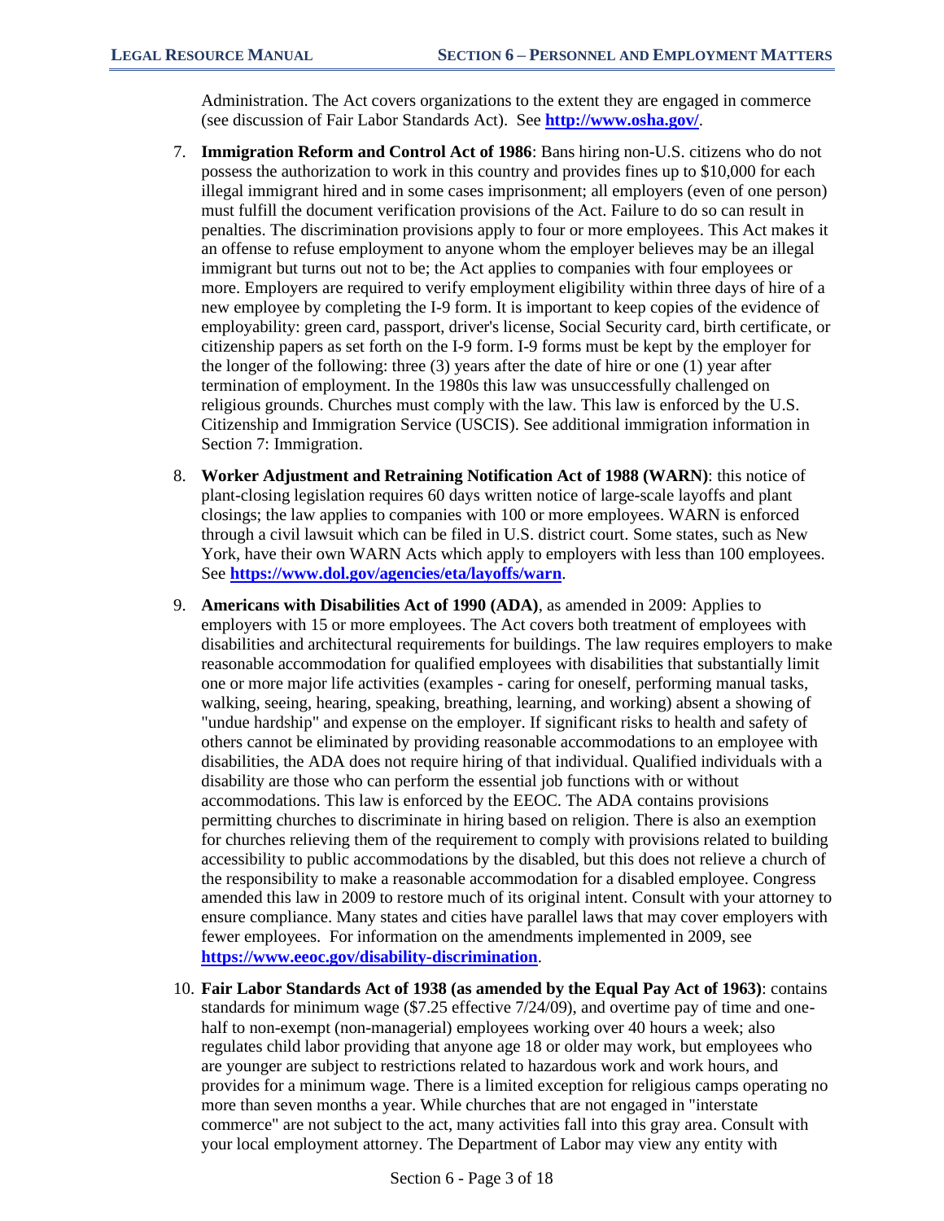Administration. The Act covers organizations to the extent they are engaged in commerce (see discussion of Fair Labor Standards Act). See **http://www.osha.gov/**.

7. **Immigration Reform and Control Act of 1986**: Bans hiring non-U.S. citizens who do not possess the authorization to work in this country and provides fines up to $10,000 for each illegal immigrant hired and in some cases imprisonment; all employers (even of one person) must fulfill the document verification provisions of the Act. Failure to do so can result in penalties. The discrimination provisions apply to four or more employees. This Act makes it an offense to refuse employment to anyone whom the employer believes may be an illegal immigrant but turns out not to be; the Act applies to companies with four employees or more. Employers are required to verify employment eligibility within three days of hire of a new employee by completing the I-9 form. It is important to keep copies of the evidence of employability: green card, passport, driver's license, Social Security card, birth certificate, or citizenship papers as set forth on the I-9 form. I-9 forms must be kept by the employer for the longer of the following: three (3) years after the date of hire or one (1) year after termination of employment. In the 1980s this law was unsuccessfully challenged on religious grounds. Churches must comply with the law. This law is enforced by the U.S. Citizenship and Immigration Service (USCIS). See additional immigration information in Section 7: Immigration.

8. **Worker Adjustment and Retraining Notification Act of 1988 (WARN)**: this notice of plant-closing legislation requires 60 days written notice of large-scale layoffs and plant closings; the law applies to companies with 100 or more employees. WARN is enforced through a civil lawsuit which can be filed in U.S. district court. Some states, such as New York, have their own WARN Acts which apply to employers with less than 100 employees. See **https://www.dol.gov/agencies/eta/layoffs/warn**.

9. **Americans with Disabilities Act of 1990 (ADA)**, as amended in 2009: Applies to employers with 15 or more employees. The Act covers both treatment of employees with disabilities and architectural requirements for buildings. The law requires employers to make reasonable accommodation for qualified employees with disabilities that substantially limit one or more major life activities (examples - caring for oneself, performing manual tasks, walking, seeing, hearing, speaking, breathing, learning, and working) absent a showing of "undue hardship" and expense on the employer. If significant risks to health and safety of others cannot be eliminated by providing reasonable accommodations to an employee with disabilities, the ADA does not require hiring of that individual. Qualified individuals with a disability are those who can perform the essential job functions with or without accommodations. This law is enforced by the EEOC. The ADA contains provisions permitting churches to discriminate in hiring based on religion. There is also an exemption for churches relieving them of the requirement to comply with provisions related to building accessibility to public accommodations by the disabled, but this does not relieve a church of the responsibility to make a reasonable accommodation for a disabled employee. Congress amended this law in 2009 to restore much of its original intent. Consult with your attorney to ensure compliance. Many states and cities have parallel laws that may cover employers with fewer employees. For information on the amendments implemented in 2009, see **https://www.eeoc.gov/disability-discrimination**.

10. **Fair Labor Standards Act of 1938 (as amended by the Equal Pay Act of 1963)**: contains standards for minimum wage ($7.25 effective 7/24/09), and overtime pay of time and one-half to non-exempt (non-managerial) employees working over 40 hours a week; also regulates child labor providing that anyone age 18 or older may work, but employees who are younger are subject to restrictions related to hazardous work and work hours, and provides for a minimum wage. There is a limited exception for religious camps operating no more than seven months a year. While churches that are not engaged in "interstate commerce" are not subject to the act, many activities fall into this gray area. Consult with your local employment attorney. The Department of Labor may view any entity with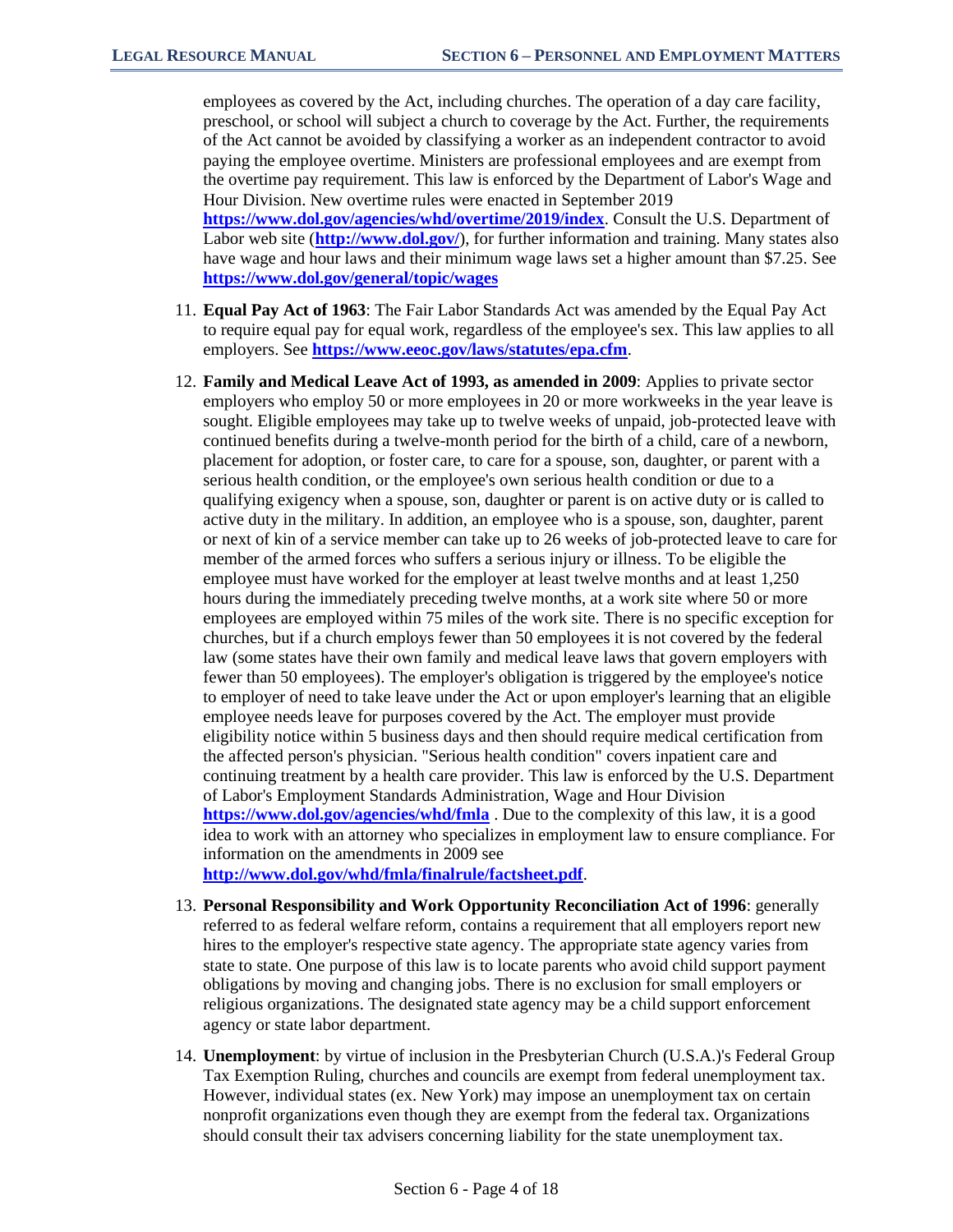employees as covered by the Act, including churches. The operation of a day care facility, preschool, or school will subject a church to coverage by the Act. Further, the requirements of the Act cannot be avoided by classifying a worker as an independent contractor to avoid paying the employee overtime. Ministers are professional employees and are exempt from the overtime pay requirement. This law is enforced by the Department of Labor's Wage and Hour Division. New overtime rules were enacted in September 2019 **https://www.dol.gov/agencies/whd/overtime/2019/index**. Consult the U.S. Department of Labor web site (**http://www.dol.gov/**), for further information and training. Many states also have wage and hour laws and their minimum wage laws set a higher amount than $7.25. See **https://www.dol.gov/general/topic/wages**

11. **Equal Pay Act of 1963**: The Fair Labor Standards Act was amended by the Equal Pay Act to require equal pay for equal work, regardless of the employee's sex. This law applies to all employers. See **https://www.eeoc.gov/laws/statutes/epa.cfm**.

12. **Family and Medical Leave Act of 1993, as amended in 2009**: Applies to private sector employers who employ 50 or more employees in 20 or more workweeks in the year leave is sought. Eligible employees may take up to twelve weeks of unpaid, job-protected leave with continued benefits during a twelve-month period for the birth of a child, care of a newborn, placement for adoption, or foster care, to care for a spouse, son, daughter, or parent with a serious health condition, or the employee's own serious health condition or due to a qualifying exigency when a spouse, son, daughter or parent is on active duty or is called to active duty in the military. In addition, an employee who is a spouse, son, daughter, parent or next of kin of a service member can take up to 26 weeks of job-protected leave to care for member of the armed forces who suffers a serious injury or illness. To be eligible the employee must have worked for the employer at least twelve months and at least 1,250 hours during the immediately preceding twelve months, at a work site where 50 or more employees are employed within 75 miles of the work site. There is no specific exception for churches, but if a church employs fewer than 50 employees it is not covered by the federal law (some states have their own family and medical leave laws that govern employers with fewer than 50 employees). The employer's obligation is triggered by the employee's notice to employer of need to take leave under the Act or upon employer's learning that an eligible employee needs leave for purposes covered by the Act. The employer must provide eligibility notice within 5 business days and then should require medical certification from the affected person's physician. "Serious health condition" covers inpatient care and continuing treatment by a health care provider. This law is enforced by the U.S. Department of Labor's Employment Standards Administration, Wage and Hour Division **https://www.dol.gov/agencies/whd/fmla** . Due to the complexity of this law, it is a good idea to work with an attorney who specializes in employment law to ensure compliance. For information on the amendments in 2009 see **http://www.dol.gov/whd/fmla/finalrule/factsheet.pdf**.

13. **Personal Responsibility and Work Opportunity Reconciliation Act of 1996**: generally referred to as federal welfare reform, contains a requirement that all employers report new hires to the employer's respective state agency. The appropriate state agency varies from state to state. One purpose of this law is to locate parents who avoid child support payment obligations by moving and changing jobs. There is no exclusion for small employers or religious organizations. The designated state agency may be a child support enforcement agency or state labor department.

14. **Unemployment**: by virtue of inclusion in the Presbyterian Church (U.S.A.)'s Federal Group Tax Exemption Ruling, churches and councils are exempt from federal unemployment tax. However, individual states (ex. New York) may impose an unemployment tax on certain nonprofit organizations even though they are exempt from the federal tax. Organizations should consult their tax advisers concerning liability for the state unemployment tax.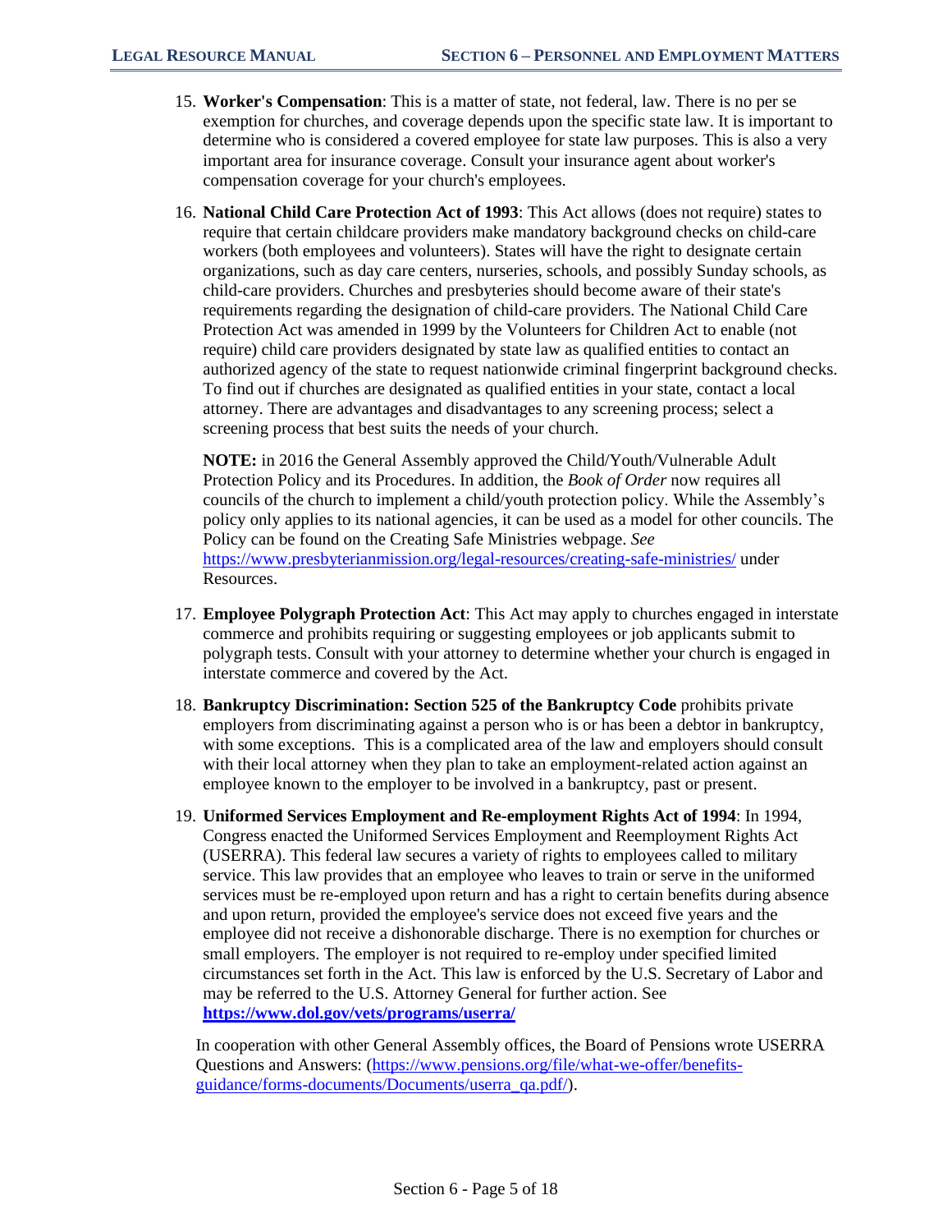15. **Worker's Compensation**: This is a matter of state, not federal, law. There is no per se exemption for churches, and coverage depends upon the specific state law. It is important to determine who is considered a covered employee for state law purposes. This is also a very important area for insurance coverage. Consult your insurance agent about worker's compensation coverage for your church's employees.

16. **National Child Care Protection Act of 1993**: This Act allows (does not require) states to require that certain childcare providers make mandatory background checks on child-care workers (both employees and volunteers). States will have the right to designate certain organizations, such as day care centers, nurseries, schools, and possibly Sunday schools, as child-care providers. Churches and presbyteries should become aware of their state's requirements regarding the designation of child-care providers. The National Child Care Protection Act was amended in 1999 by the Volunteers for Children Act to enable (not require) child care providers designated by state law as qualified entities to contact an authorized agency of the state to request nationwide criminal fingerprint background checks. To find out if churches are designated as qualified entities in your state, contact a local attorney. There are advantages and disadvantages to any screening process; select a screening process that best suits the needs of your church.

    **NOTE:** in 2016 the General Assembly approved the Child/Youth/Vulnerable Adult Protection Policy and its Procedures. In addition, the *Book of Order* now requires all councils of the church to implement a child/youth protection policy. While the Assembly's policy only applies to its national agencies, it can be used as a model for other councils. The Policy can be found on the Creating Safe Ministries webpage. *See* https://www.presbyterianmission.org/legal-resources/creating-safe-ministries/ under Resources.

17. **Employee Polygraph Protection Act**: This Act may apply to churches engaged in interstate commerce and prohibits requiring or suggesting employees or job applicants submit to polygraph tests. Consult with your attorney to determine whether your church is engaged in interstate commerce and covered by the Act.

18. **Bankruptcy Discrimination: Section 525 of the Bankruptcy Code** prohibits private employers from discriminating against a person who is or has been a debtor in bankruptcy, with some exceptions. This is a complicated area of the law and employers should consult with their local attorney when they plan to take an employment-related action against an employee known to the employer to be involved in a bankruptcy, past or present.

19. **Uniformed Services Employment and Re-employment Rights Act of 1994**: In 1994, Congress enacted the Uniformed Services Employment and Reemployment Rights Act (USERRA). This federal law secures a variety of rights to employees called to military service. This law provides that an employee who leaves to train or serve in the uniformed services must be re-employed upon return and has a right to certain benefits during absence and upon return, provided the employee's service does not exceed five years and the employee did not receive a dishonorable discharge. There is no exemption for churches or small employers. The employer is not required to re-employ under specified limited circumstances set forth in the Act. This law is enforced by the U.S. Secretary of Labor and may be referred to the U.S. Attorney General for further action. See **https://www.dol.gov/vets/programs/userra/**

    In cooperation with other General Assembly offices, the Board of Pensions wrote USERRA Questions and Answers: (https://www.pensions.org/file/what-we-offer/benefits-guidance/forms-documents/Documents/userra_qa.pdf/).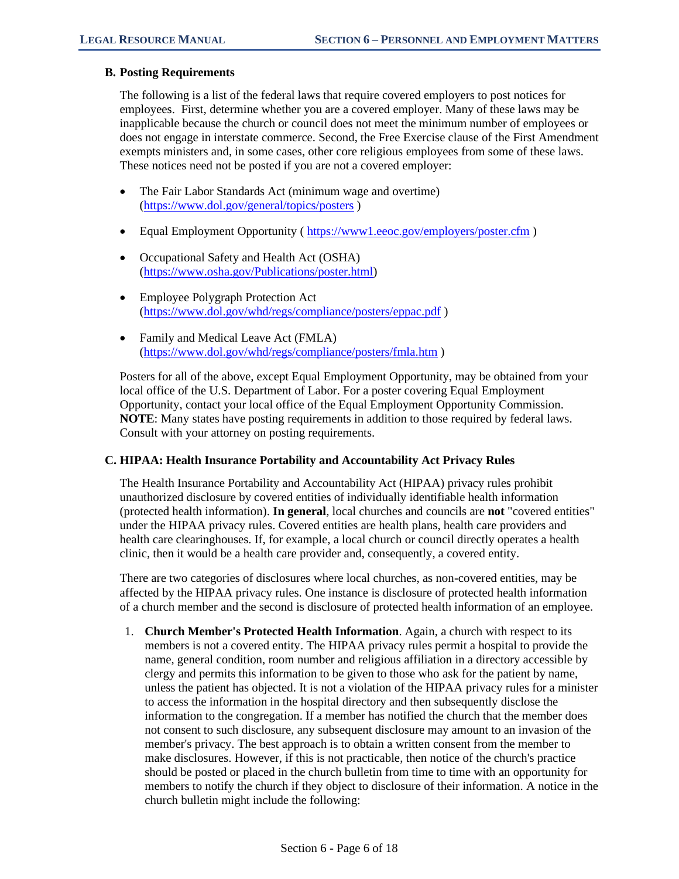### B. Posting Requirements

The following is a list of the federal laws that require covered employers to post notices for employees. First, determine whether you are a covered employer. Many of these laws may be inapplicable because the church or council does not meet the minimum number of employees or does not engage in interstate commerce. Second, the Free Exercise clause of the First Amendment exempts ministers and, in some cases, other core religious employees from some of these laws. These notices need not be posted if you are not a covered employer:

- The Fair Labor Standards Act (minimum wage and overtime) (https://www.dol.gov/general/topics/posters )
- Equal Employment Opportunity ( https://www1.eeoc.gov/employers/poster.cfm )
- Occupational Safety and Health Act (OSHA) (https://www.osha.gov/Publications/poster.html)
- Employee Polygraph Protection Act (https://www.dol.gov/whd/regs/compliance/posters/eppac.pdf )
- Family and Medical Leave Act (FMLA) (https://www.dol.gov/whd/regs/compliance/posters/fmla.htm )

Posters for all of the above, except Equal Employment Opportunity, may be obtained from your local office of the U.S. Department of Labor. For a poster covering Equal Employment Opportunity, contact your local office of the Equal Employment Opportunity Commission. **NOTE**: Many states have posting requirements in addition to those required by federal laws. Consult with your attorney on posting requirements.

### C. HIPAA: Health Insurance Portability and Accountability Act Privacy Rules

The Health Insurance Portability and Accountability Act (HIPAA) privacy rules prohibit unauthorized disclosure by covered entities of individually identifiable health information (protected health information). **In general**, local churches and councils are **not** "covered entities" under the HIPAA privacy rules. Covered entities are health plans, health care providers and health care clearinghouses. If, for example, a local church or council directly operates a health clinic, then it would be a health care provider and, consequently, a covered entity.

There are two categories of disclosures where local churches, as non-covered entities, may be affected by the HIPAA privacy rules. One instance is disclosure of protected health information of a church member and the second is disclosure of protected health information of an employee.

1. **Church Member's Protected Health Information**. Again, a church with respect to its members is not a covered entity. The HIPAA privacy rules permit a hospital to provide the name, general condition, room number and religious affiliation in a directory accessible by clergy and permits this information to be given to those who ask for the patient by name, unless the patient has objected. It is not a violation of the HIPAA privacy rules for a minister to access the information in the hospital directory and then subsequently disclose the information to the congregation. If a member has notified the church that the member does not consent to such disclosure, any subsequent disclosure may amount to an invasion of the member's privacy. The best approach is to obtain a written consent from the member to make disclosures. However, if this is not practicable, then notice of the church's practice should be posted or placed in the church bulletin from time to time with an opportunity for members to notify the church if they object to disclosure of their information. A notice in the church bulletin might include the following: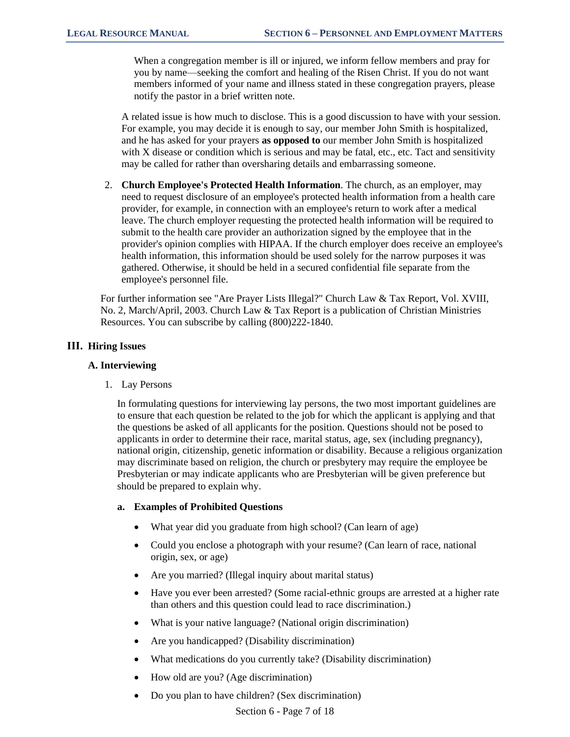When a congregation member is ill or injured, we inform fellow members and pray for you by name—seeking the comfort and healing of the Risen Christ. If you do not want members informed of your name and illness stated in these congregation prayers, please notify the pastor in a brief written note.

A related issue is how much to disclose. This is a good discussion to have with your session. For example, you may decide it is enough to say, our member John Smith is hospitalized, and he has asked for your prayers **as opposed to** our member John Smith is hospitalized with X disease or condition which is serious and may be fatal, etc., etc. Tact and sensitivity may be called for rather than oversharing details and embarrassing someone.

2. **Church Employee's Protected Health Information**. The church, as an employer, may need to request disclosure of an employee's protected health information from a health care provider, for example, in connection with an employee's return to work after a medical leave. The church employer requesting the protected health information will be required to submit to the health care provider an authorization signed by the employee that in the provider's opinion complies with HIPAA. If the church employer does receive an employee's health information, this information should be used solely for the narrow purposes it was gathered. Otherwise, it should be held in a secured confidential file separate from the employee's personnel file.

For further information see "Are Prayer Lists Illegal?" Church Law & Tax Report, Vol. XVIII, No. 2, March/April, 2003. Church Law & Tax Report is a publication of Christian Ministries Resources. You can subscribe by calling (800)222-1840.

## III. Hiring Issues

### A. Interviewing

1. Lay Persons

In formulating questions for interviewing lay persons, the two most important guidelines are to ensure that each question be related to the job for which the applicant is applying and that the questions be asked of all applicants for the position. Questions should not be posed to applicants in order to determine their race, marital status, age, sex (including pregnancy), national origin, citizenship, genetic information or disability. Because a religious organization may discriminate based on religion, the church or presbytery may require the employee be Presbyterian or may indicate applicants who are Presbyterian will be given preference but should be prepared to explain why.

**a. Examples of Prohibited Questions**

- What year did you graduate from high school? (Can learn of age)
- Could you enclose a photograph with your resume? (Can learn of race, national origin, sex, or age)
- Are you married? (Illegal inquiry about marital status)
- Have you ever been arrested? (Some racial-ethnic groups are arrested at a higher rate than others and this question could lead to race discrimination.)
- What is your native language? (National origin discrimination)
- Are you handicapped? (Disability discrimination)
- What medications do you currently take? (Disability discrimination)
- How old are you? (Age discrimination)
- Do you plan to have children? (Sex discrimination)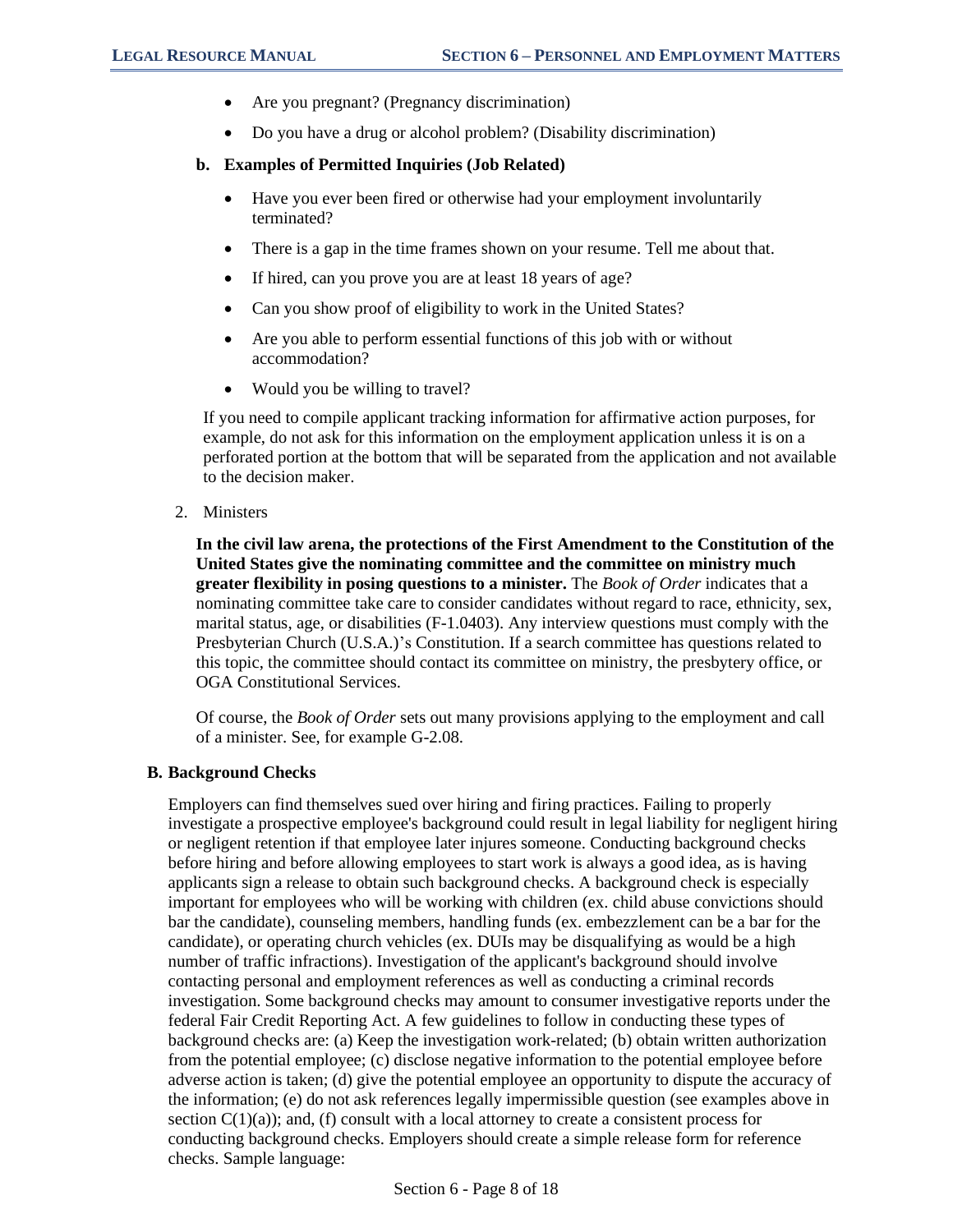- Are you pregnant? (Pregnancy discrimination)
- Do you have a drug or alcohol problem? (Disability discrimination)

**b. Examples of Permitted Inquiries (Job Related)**

- Have you ever been fired or otherwise had your employment involuntarily terminated?
- There is a gap in the time frames shown on your resume. Tell me about that.
- If hired, can you prove you are at least 18 years of age?
- Can you show proof of eligibility to work in the United States?
- Are you able to perform essential functions of this job with or without accommodation?
- Would you be willing to travel?

If you need to compile applicant tracking information for affirmative action purposes, for example, do not ask for this information on the employment application unless it is on a perforated portion at the bottom that will be separated from the application and not available to the decision maker.

2. Ministers

**In the civil law arena, the protections of the First Amendment to the Constitution of the United States give the nominating committee and the committee on ministry much greater flexibility in posing questions to a minister.** The *Book of Order* indicates that a nominating committee take care to consider candidates without regard to race, ethnicity, sex, marital status, age, or disabilities (F-1.0403). Any interview questions must comply with the Presbyterian Church (U.S.A.)'s Constitution. If a search committee has questions related to this topic, the committee should contact its committee on ministry, the presbytery office, or OGA Constitutional Services.

Of course, the *Book of Order* sets out many provisions applying to the employment and call of a minister. See, for example G-2.08.

### B. Background Checks

Employers can find themselves sued over hiring and firing practices. Failing to properly investigate a prospective employee's background could result in legal liability for negligent hiring or negligent retention if that employee later injures someone. Conducting background checks before hiring and before allowing employees to start work is always a good idea, as is having applicants sign a release to obtain such background checks. A background check is especially important for employees who will be working with children (ex. child abuse convictions should bar the candidate), counseling members, handling funds (ex. embezzlement can be a bar for the candidate), or operating church vehicles (ex. DUIs may be disqualifying as would be a high number of traffic infractions). Investigation of the applicant's background should involve contacting personal and employment references as well as conducting a criminal records investigation. Some background checks may amount to consumer investigative reports under the federal Fair Credit Reporting Act. A few guidelines to follow in conducting these types of background checks are: (a) Keep the investigation work-related; (b) obtain written authorization from the potential employee; (c) disclose negative information to the potential employee before adverse action is taken; (d) give the potential employee an opportunity to dispute the accuracy of the information; (e) do not ask references legally impermissible question (see examples above in section C(1)(a)); and, (f) consult with a local attorney to create a consistent process for conducting background checks. Employers should create a simple release form for reference checks. Sample language: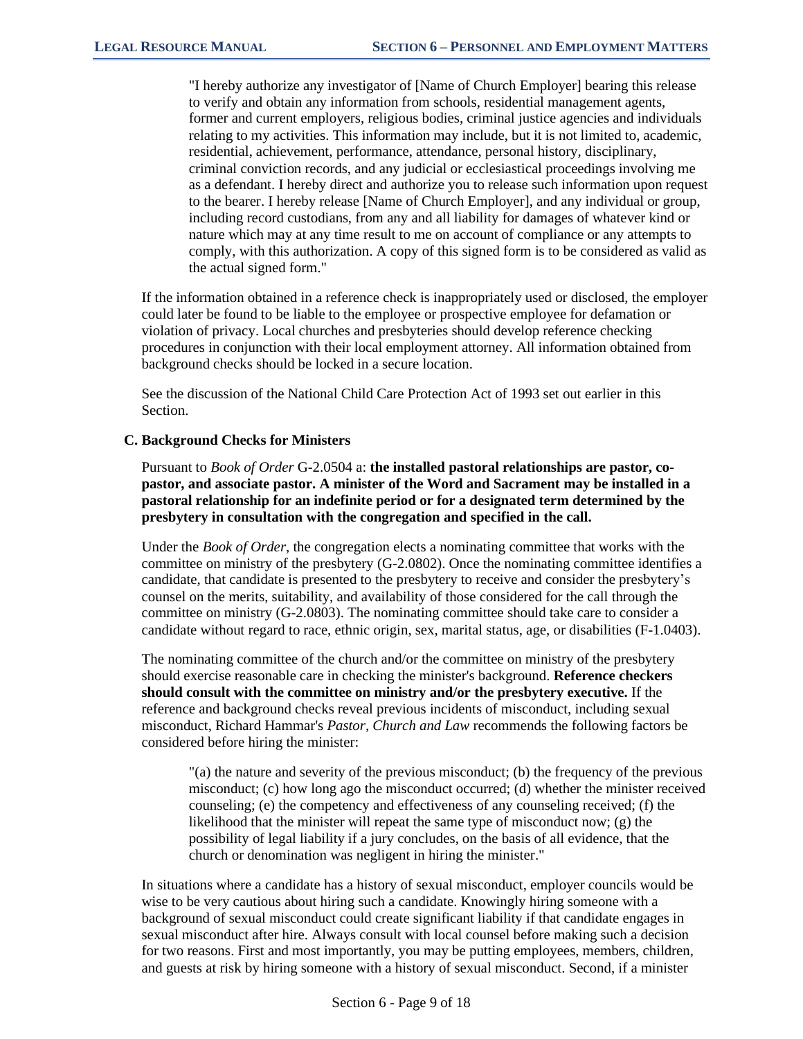> "I hereby authorize any investigator of [Name of Church Employer] bearing this release to verify and obtain any information from schools, residential management agents, former and current employers, religious bodies, criminal justice agencies and individuals relating to my activities. This information may include, but it is not limited to, academic, residential, achievement, performance, attendance, personal history, disciplinary, criminal conviction records, and any judicial or ecclesiastical proceedings involving me as a defendant. I hereby direct and authorize you to release such information upon request to the bearer. I hereby release [Name of Church Employer], and any individual or group, including record custodians, from any and all liability for damages of whatever kind or nature which may at any time result to me on account of compliance or any attempts to comply, with this authorization. A copy of this signed form is to be considered as valid as the actual signed form."

If the information obtained in a reference check is inappropriately used or disclosed, the employer could later be found to be liable to the employee or prospective employee for defamation or violation of privacy. Local churches and presbyteries should develop reference checking procedures in conjunction with their local employment attorney. All information obtained from background checks should be locked in a secure location.

See the discussion of the National Child Care Protection Act of 1993 set out earlier in this Section.

### C. Background Checks for Ministers

Pursuant to *Book of Order* G-2.0504 a: **the installed pastoral relationships are pastor, co-pastor, and associate pastor. A minister of the Word and Sacrament may be installed in a pastoral relationship for an indefinite period or for a designated term determined by the presbytery in consultation with the congregation and specified in the call.**

Under the *Book of Order*, the congregation elects a nominating committee that works with the committee on ministry of the presbytery (G-2.0802). Once the nominating committee identifies a candidate, that candidate is presented to the presbytery to receive and consider the presbytery's counsel on the merits, suitability, and availability of those considered for the call through the committee on ministry (G-2.0803). The nominating committee should take care to consider a candidate without regard to race, ethnic origin, sex, marital status, age, or disabilities (F-1.0403).

The nominating committee of the church and/or the committee on ministry of the presbytery should exercise reasonable care in checking the minister's background. **Reference checkers should consult with the committee on ministry and/or the presbytery executive.** If the reference and background checks reveal previous incidents of misconduct, including sexual misconduct, Richard Hammar's *Pastor, Church and Law* recommends the following factors be considered before hiring the minister:

> "(a) the nature and severity of the previous misconduct; (b) the frequency of the previous misconduct; (c) how long ago the misconduct occurred; (d) whether the minister received counseling; (e) the competency and effectiveness of any counseling received; (f) the likelihood that the minister will repeat the same type of misconduct now; (g) the possibility of legal liability if a jury concludes, on the basis of all evidence, that the church or denomination was negligent in hiring the minister."

In situations where a candidate has a history of sexual misconduct, employer councils would be wise to be very cautious about hiring such a candidate. Knowingly hiring someone with a background of sexual misconduct could create significant liability if that candidate engages in sexual misconduct after hire. Always consult with local counsel before making such a decision for two reasons. First and most importantly, you may be putting employees, members, children, and guests at risk by hiring someone with a history of sexual misconduct. Second, if a minister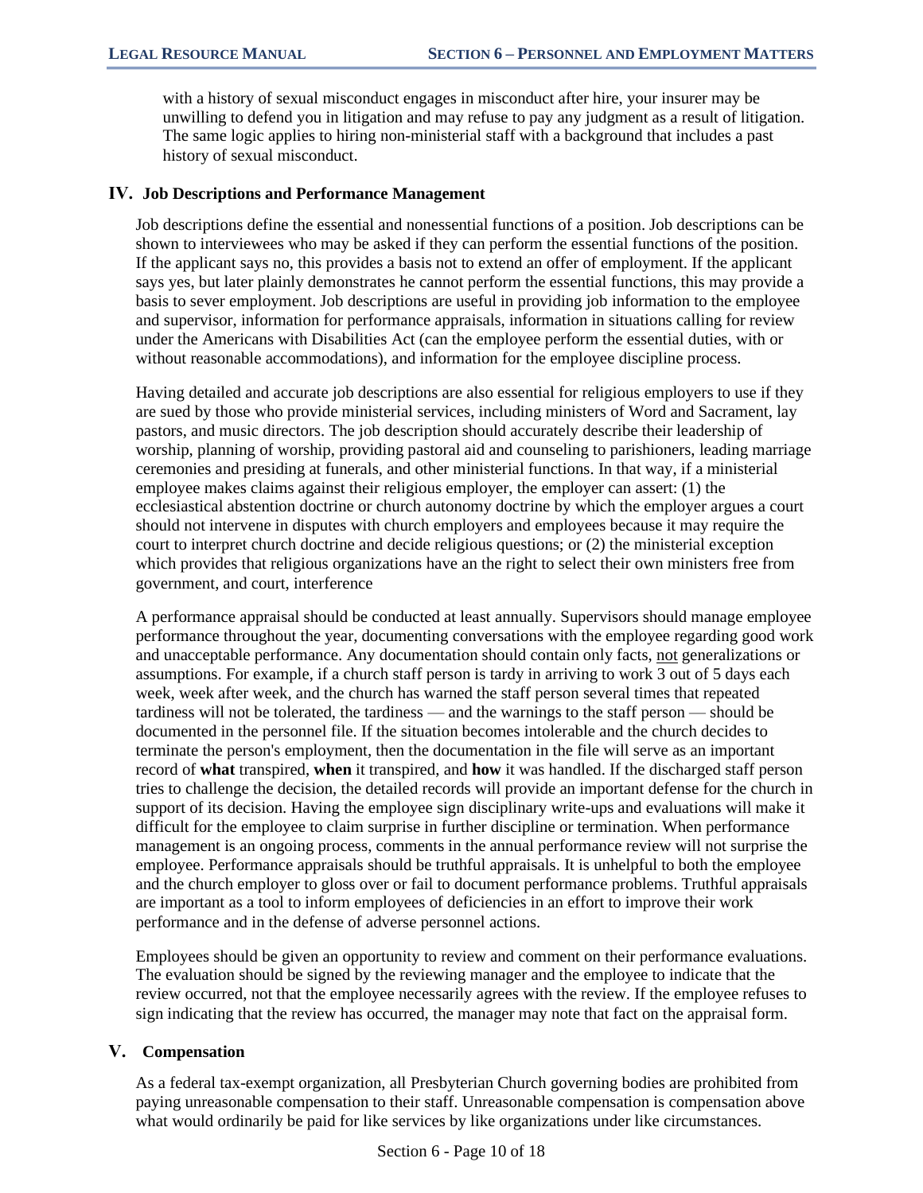with a history of sexual misconduct engages in misconduct after hire, your insurer may be unwilling to defend you in litigation and may refuse to pay any judgment as a result of litigation. The same logic applies to hiring non-ministerial staff with a background that includes a past history of sexual misconduct.

## IV. Job Descriptions and Performance Management

Job descriptions define the essential and nonessential functions of a position. Job descriptions can be shown to interviewees who may be asked if they can perform the essential functions of the position. If the applicant says no, this provides a basis not to extend an offer of employment. If the applicant says yes, but later plainly demonstrates he cannot perform the essential functions, this may provide a basis to sever employment. Job descriptions are useful in providing job information to the employee and supervisor, information for performance appraisals, information in situations calling for review under the Americans with Disabilities Act (can the employee perform the essential duties, with or without reasonable accommodations), and information for the employee discipline process.

Having detailed and accurate job descriptions are also essential for religious employers to use if they are sued by those who provide ministerial services, including ministers of Word and Sacrament, lay pastors, and music directors. The job description should accurately describe their leadership of worship, planning of worship, providing pastoral aid and counseling to parishioners, leading marriage ceremonies and presiding at funerals, and other ministerial functions. In that way, if a ministerial employee makes claims against their religious employer, the employer can assert: (1) the ecclesiastical abstention doctrine or church autonomy doctrine by which the employer argues a court should not intervene in disputes with church employers and employees because it may require the court to interpret church doctrine and decide religious questions; or (2) the ministerial exception which provides that religious organizations have an the right to select their own ministers free from government, and court, interference

A performance appraisal should be conducted at least annually. Supervisors should manage employee performance throughout the year, documenting conversations with the employee regarding good work and unacceptable performance. Any documentation should contain only facts, not generalizations or assumptions. For example, if a church staff person is tardy in arriving to work 3 out of 5 days each week, week after week, and the church has warned the staff person several times that repeated tardiness will not be tolerated, the tardiness — and the warnings to the staff person — should be documented in the personnel file. If the situation becomes intolerable and the church decides to terminate the person's employment, then the documentation in the file will serve as an important record of **what** transpired, **when** it transpired, and **how** it was handled. If the discharged staff person tries to challenge the decision, the detailed records will provide an important defense for the church in support of its decision. Having the employee sign disciplinary write-ups and evaluations will make it difficult for the employee to claim surprise in further discipline or termination. When performance management is an ongoing process, comments in the annual performance review will not surprise the employee. Performance appraisals should be truthful appraisals. It is unhelpful to both the employee and the church employer to gloss over or fail to document performance problems. Truthful appraisals are important as a tool to inform employees of deficiencies in an effort to improve their work performance and in the defense of adverse personnel actions.

Employees should be given an opportunity to review and comment on their performance evaluations. The evaluation should be signed by the reviewing manager and the employee to indicate that the review occurred, not that the employee necessarily agrees with the review. If the employee refuses to sign indicating that the review has occurred, the manager may note that fact on the appraisal form.

## V. Compensation

As a federal tax-exempt organization, all Presbyterian Church governing bodies are prohibited from paying unreasonable compensation to their staff. Unreasonable compensation is compensation above what would ordinarily be paid for like services by like organizations under like circumstances.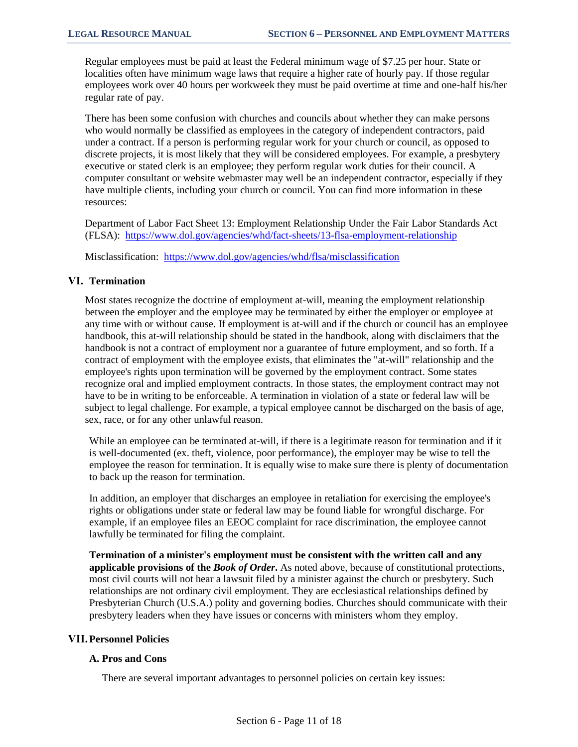Regular employees must be paid at least the Federal minimum wage of $7.25 per hour. State or localities often have minimum wage laws that require a higher rate of hourly pay. If those regular employees work over 40 hours per workweek they must be paid overtime at time and one-half his/her regular rate of pay.

There has been some confusion with churches and councils about whether they can make persons who would normally be classified as employees in the category of independent contractors, paid under a contract. If a person is performing regular work for your church or council, as opposed to discrete projects, it is most likely that they will be considered employees. For example, a presbytery executive or stated clerk is an employee; they perform regular work duties for their council. A computer consultant or website webmaster may well be an independent contractor, especially if they have multiple clients, including your church or council. You can find more information in these resources:

Department of Labor Fact Sheet 13: Employment Relationship Under the Fair Labor Standards Act (FLSA): [https://www.dol.gov/agencies/whd/fact-sheets/13-flsa-employment-relationship](https://www.dol.gov/agencies/whd/fact-sheets/13-flsa-employment-relationship)

Misclassification: [https://www.dol.gov/agencies/whd/flsa/misclassification](https://www.dol.gov/agencies/whd/flsa/misclassification)

## VI. Termination

Most states recognize the doctrine of employment at-will, meaning the employment relationship between the employer and the employee may be terminated by either the employer or employee at any time with or without cause. If employment is at-will and if the church or council has an employee handbook, this at-will relationship should be stated in the handbook, along with disclaimers that the handbook is not a contract of employment nor a guarantee of future employment, and so forth. If a contract of employment with the employee exists, that eliminates the "at-will" relationship and the employee's rights upon termination will be governed by the employment contract. Some states recognize oral and implied employment contracts. In those states, the employment contract may not have to be in writing to be enforceable. A termination in violation of a state or federal law will be subject to legal challenge. For example, a typical employee cannot be discharged on the basis of age, sex, race, or for any other unlawful reason.

While an employee can be terminated at-will, if there is a legitimate reason for termination and if it is well-documented (ex. theft, violence, poor performance), the employer may be wise to tell the employee the reason for termination. It is equally wise to make sure there is plenty of documentation to back up the reason for termination.

In addition, an employer that discharges an employee in retaliation for exercising the employee's rights or obligations under state or federal law may be found liable for wrongful discharge. For example, if an employee files an EEOC complaint for race discrimination, the employee cannot lawfully be terminated for filing the complaint.

**Termination of a minister's employment must be consistent with the written call and any applicable provisions of the *Book of Order*.** As noted above, because of constitutional protections, most civil courts will not hear a lawsuit filed by a minister against the church or presbytery. Such relationships are not ordinary civil employment. They are ecclesiastical relationships defined by Presbyterian Church (U.S.A.) polity and governing bodies. Churches should communicate with their presbytery leaders when they have issues or concerns with ministers whom they employ.

## VII. Personnel Policies

### A. Pros and Cons

There are several important advantages to personnel policies on certain key issues: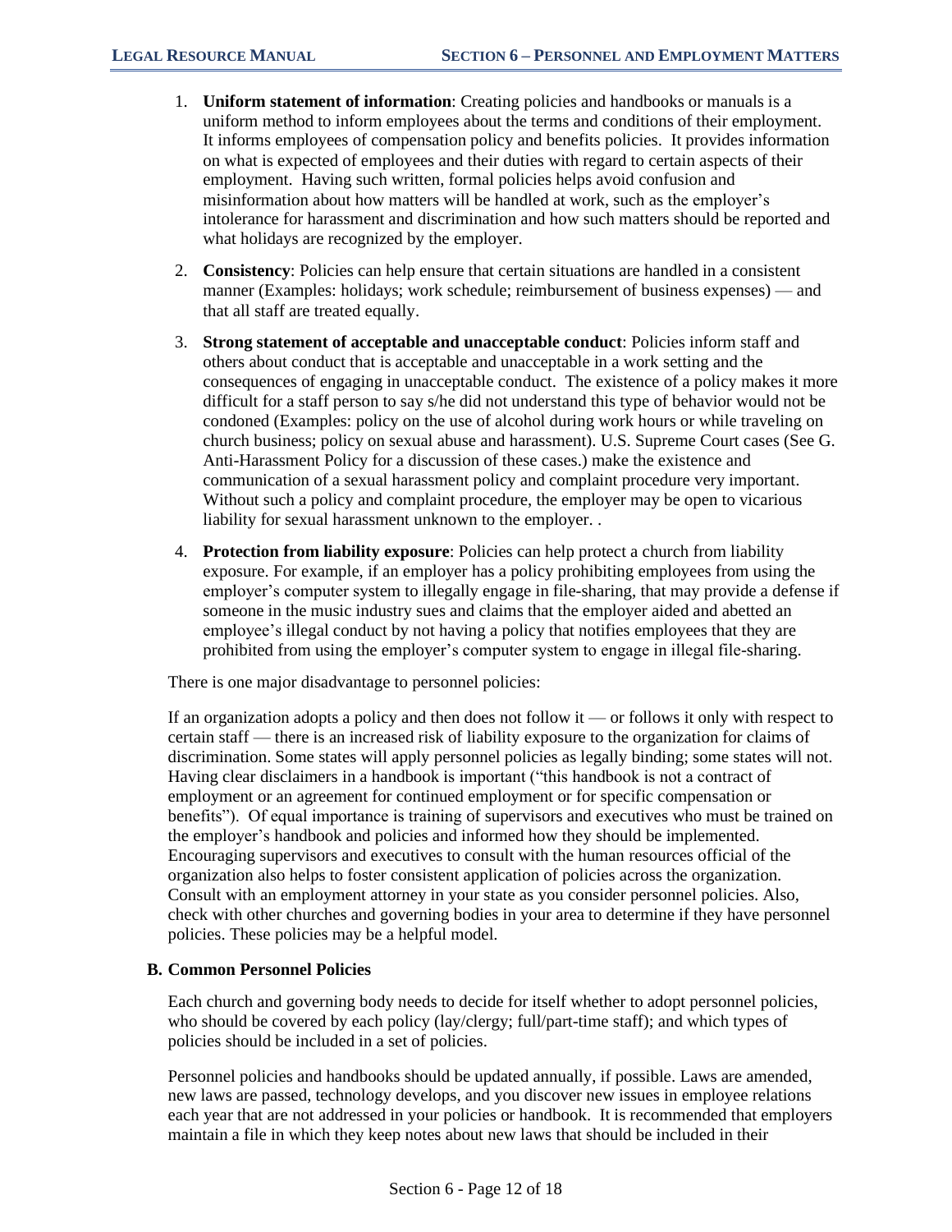1. **Uniform statement of information**: Creating policies and handbooks or manuals is a uniform method to inform employees about the terms and conditions of their employment. It informs employees of compensation policy and benefits policies. It provides information on what is expected of employees and their duties with regard to certain aspects of their employment. Having such written, formal policies helps avoid confusion and misinformation about how matters will be handled at work, such as the employer's intolerance for harassment and discrimination and how such matters should be reported and what holidays are recognized by the employer.

2. **Consistency**: Policies can help ensure that certain situations are handled in a consistent manner (Examples: holidays; work schedule; reimbursement of business expenses) — and that all staff are treated equally.

3. **Strong statement of acceptable and unacceptable conduct**: Policies inform staff and others about conduct that is acceptable and unacceptable in a work setting and the consequences of engaging in unacceptable conduct. The existence of a policy makes it more difficult for a staff person to say s/he did not understand this type of behavior would not be condoned (Examples: policy on the use of alcohol during work hours or while traveling on church business; policy on sexual abuse and harassment). U.S. Supreme Court cases (See G. Anti-Harassment Policy for a discussion of these cases.) make the existence and communication of a sexual harassment policy and complaint procedure very important. Without such a policy and complaint procedure, the employer may be open to vicarious liability for sexual harassment unknown to the employer. .

4. **Protection from liability exposure**: Policies can help protect a church from liability exposure. For example, if an employer has a policy prohibiting employees from using the employer's computer system to illegally engage in file-sharing, that may provide a defense if someone in the music industry sues and claims that the employer aided and abetted an employee's illegal conduct by not having a policy that notifies employees that they are prohibited from using the employer's computer system to engage in illegal file-sharing.

There is one major disadvantage to personnel policies:

If an organization adopts a policy and then does not follow it — or follows it only with respect to certain staff — there is an increased risk of liability exposure to the organization for claims of discrimination. Some states will apply personnel policies as legally binding; some states will not. Having clear disclaimers in a handbook is important ("this handbook is not a contract of employment or an agreement for continued employment or for specific compensation or benefits"). Of equal importance is training of supervisors and executives who must be trained on the employer's handbook and policies and informed how they should be implemented. Encouraging supervisors and executives to consult with the human resources official of the organization also helps to foster consistent application of policies across the organization. Consult with an employment attorney in your state as you consider personnel policies. Also, check with other churches and governing bodies in your area to determine if they have personnel policies. These policies may be a helpful model.

### B. Common Personnel Policies

Each church and governing body needs to decide for itself whether to adopt personnel policies, who should be covered by each policy (lay/clergy; full/part-time staff); and which types of policies should be included in a set of policies.

Personnel policies and handbooks should be updated annually, if possible. Laws are amended, new laws are passed, technology develops, and you discover new issues in employee relations each year that are not addressed in your policies or handbook. It is recommended that employers maintain a file in which they keep notes about new laws that should be included in their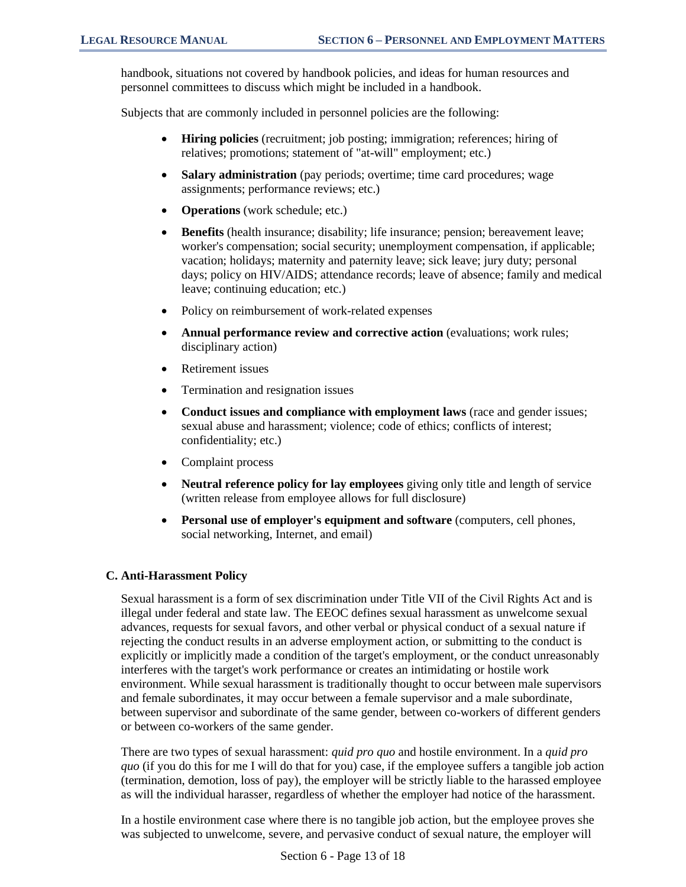handbook, situations not covered by handbook policies, and ideas for human resources and personnel committees to discuss which might be included in a handbook.

Subjects that are commonly included in personnel policies are the following:

- **Hiring policies** (recruitment; job posting; immigration; references; hiring of relatives; promotions; statement of "at-will" employment; etc.)
- **Salary administration** (pay periods; overtime; time card procedures; wage assignments; performance reviews; etc.)
- **Operations** (work schedule; etc.)
- **Benefits** (health insurance; disability; life insurance; pension; bereavement leave; worker's compensation; social security; unemployment compensation, if applicable; vacation; holidays; maternity and paternity leave; sick leave; jury duty; personal days; policy on HIV/AIDS; attendance records; leave of absence; family and medical leave; continuing education; etc.)
- Policy on reimbursement of work-related expenses
- **Annual performance review and corrective action** (evaluations; work rules; disciplinary action)
- Retirement issues
- Termination and resignation issues
- **Conduct issues and compliance with employment laws** (race and gender issues; sexual abuse and harassment; violence; code of ethics; conflicts of interest; confidentiality; etc.)
- Complaint process
- **Neutral reference policy for lay employees** giving only title and length of service (written release from employee allows for full disclosure)
- **Personal use of employer's equipment and software** (computers, cell phones, social networking, Internet, and email)

### C. Anti-Harassment Policy

Sexual harassment is a form of sex discrimination under Title VII of the Civil Rights Act and is illegal under federal and state law. The EEOC defines sexual harassment as unwelcome sexual advances, requests for sexual favors, and other verbal or physical conduct of a sexual nature if rejecting the conduct results in an adverse employment action, or submitting to the conduct is explicitly or implicitly made a condition of the target's employment, or the conduct unreasonably interferes with the target's work performance or creates an intimidating or hostile work environment. While sexual harassment is traditionally thought to occur between male supervisors and female subordinates, it may occur between a female supervisor and a male subordinate, between supervisor and subordinate of the same gender, between co-workers of different genders or between co-workers of the same gender.

There are two types of sexual harassment: *quid pro quo* and hostile environment. In a *quid pro quo* (if you do this for me I will do that for you) case, if the employee suffers a tangible job action (termination, demotion, loss of pay), the employer will be strictly liable to the harassed employee as will the individual harasser, regardless of whether the employer had notice of the harassment.

In a hostile environment case where there is no tangible job action, but the employee proves she was subjected to unwelcome, severe, and pervasive conduct of sexual nature, the employer will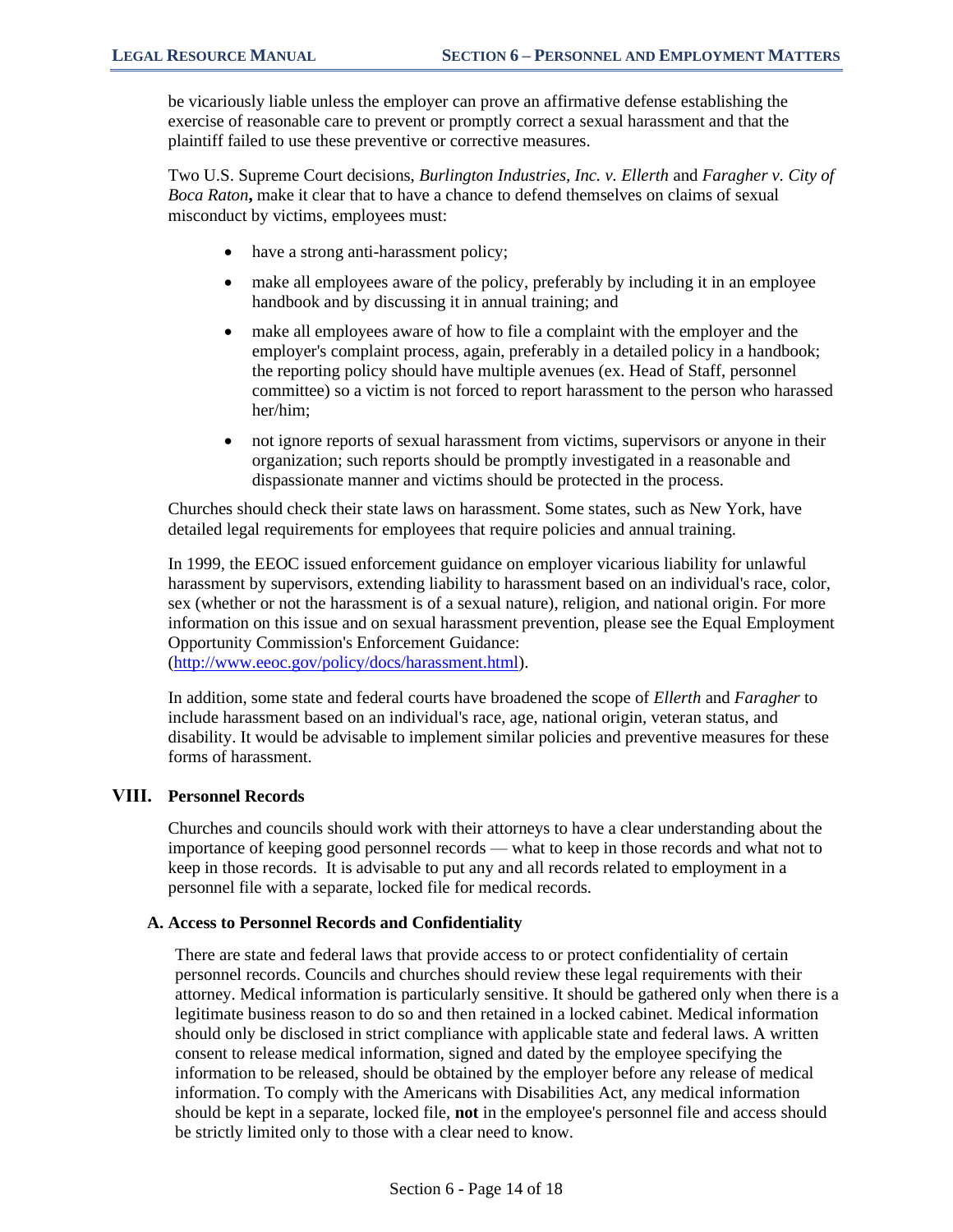be vicariously liable unless the employer can prove an affirmative defense establishing the exercise of reasonable care to prevent or promptly correct a sexual harassment and that the plaintiff failed to use these preventive or corrective measures.

Two U.S. Supreme Court decisions, *Burlington Industries, Inc. v. Ellerth* and *Faragher v. City of Boca Raton***,** make it clear that to have a chance to defend themselves on claims of sexual misconduct by victims, employees must:

- have a strong anti-harassment policy;
- make all employees aware of the policy, preferably by including it in an employee handbook and by discussing it in annual training; and
- make all employees aware of how to file a complaint with the employer and the employer's complaint process, again, preferably in a detailed policy in a handbook; the reporting policy should have multiple avenues (ex. Head of Staff, personnel committee) so a victim is not forced to report harassment to the person who harassed her/him;
- not ignore reports of sexual harassment from victims, supervisors or anyone in their organization; such reports should be promptly investigated in a reasonable and dispassionate manner and victims should be protected in the process.

Churches should check their state laws on harassment. Some states, such as New York, have detailed legal requirements for employees that require policies and annual training.

In 1999, the EEOC issued enforcement guidance on employer vicarious liability for unlawful harassment by supervisors, extending liability to harassment based on an individual's race, color, sex (whether or not the harassment is of a sexual nature), religion, and national origin. For more information on this issue and on sexual harassment prevention, please see the Equal Employment Opportunity Commission's Enforcement Guidance: (http://www.eeoc.gov/policy/docs/harassment.html).

In addition, some state and federal courts have broadened the scope of *Ellerth* and *Faragher* to include harassment based on an individual's race, age, national origin, veteran status, and disability. It would be advisable to implement similar policies and preventive measures for these forms of harassment.

## VIII. Personnel Records

Churches and councils should work with their attorneys to have a clear understanding about the importance of keeping good personnel records — what to keep in those records and what not to keep in those records. It is advisable to put any and all records related to employment in a personnel file with a separate, locked file for medical records.

### A. Access to Personnel Records and Confidentiality

There are state and federal laws that provide access to or protect confidentiality of certain personnel records. Councils and churches should review these legal requirements with their attorney. Medical information is particularly sensitive. It should be gathered only when there is a legitimate business reason to do so and then retained in a locked cabinet. Medical information should only be disclosed in strict compliance with applicable state and federal laws. A written consent to release medical information, signed and dated by the employee specifying the information to be released, should be obtained by the employer before any release of medical information. To comply with the Americans with Disabilities Act, any medical information should be kept in a separate, locked file, **not** in the employee's personnel file and access should be strictly limited only to those with a clear need to know.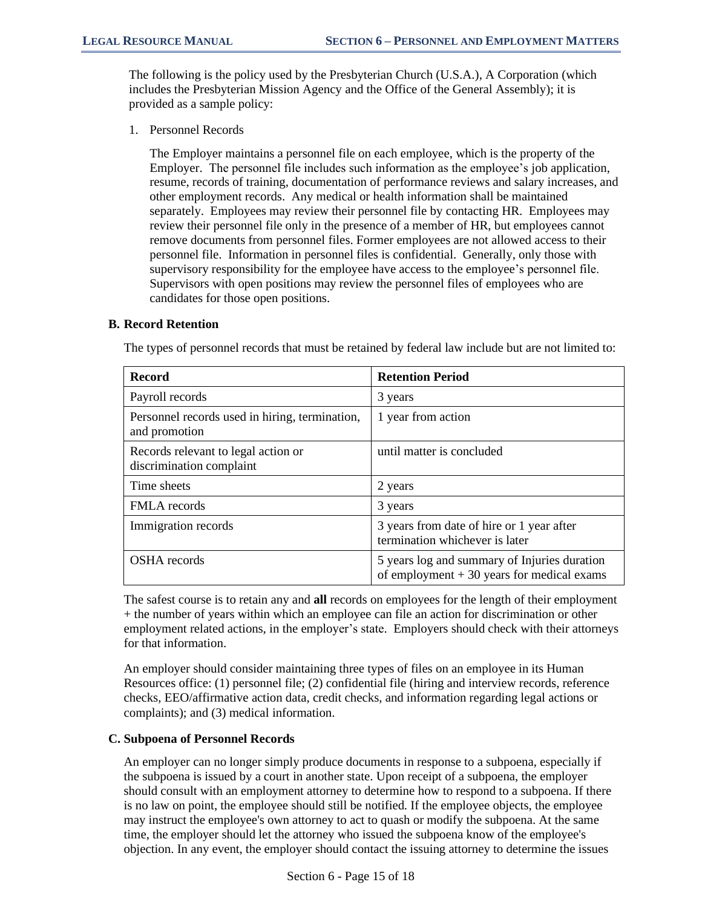The following is the policy used by the Presbyterian Church (U.S.A.), A Corporation (which includes the Presbyterian Mission Agency and the Office of the General Assembly); it is provided as a sample policy:

1. Personnel Records

   The Employer maintains a personnel file on each employee, which is the property of the Employer. The personnel file includes such information as the employee's job application, resume, records of training, documentation of performance reviews and salary increases, and other employment records. Any medical or health information shall be maintained separately. Employees may review their personnel file by contacting HR. Employees may review their personnel file only in the presence of a member of HR, but employees cannot remove documents from personnel files. Former employees are not allowed access to their personnel file. Information in personnel files is confidential. Generally, only those with supervisory responsibility for the employee have access to the employee's personnel file. Supervisors with open positions may review the personnel files of employees who are candidates for those open positions.

### B. Record Retention

The types of personnel records that must be retained by federal law include but are not limited to:

| Record | Retention Period |
|---|---|
| Payroll records | 3 years |
| Personnel records used in hiring, termination, and promotion | 1 year from action |
| Records relevant to legal action or discrimination complaint | until matter is concluded |
| Time sheets | 2 years |
| FMLA records | 3 years |
| Immigration records | 3 years from date of hire or 1 year after termination whichever is later |
| OSHA records | 5 years log and summary of Injuries duration of employment + 30 years for medical exams |

The safest course is to retain any and **all** records on employees for the length of their employment + the number of years within which an employee can file an action for discrimination or other employment related actions, in the employer's state. Employers should check with their attorneys for that information.

An employer should consider maintaining three types of files on an employee in its Human Resources office: (1) personnel file; (2) confidential file (hiring and interview records, reference checks, EEO/affirmative action data, credit checks, and information regarding legal actions or complaints); and (3) medical information.

### C. Subpoena of Personnel Records

An employer can no longer simply produce documents in response to a subpoena, especially if the subpoena is issued by a court in another state. Upon receipt of a subpoena, the employer should consult with an employment attorney to determine how to respond to a subpoena. If there is no law on point, the employee should still be notified. If the employee objects, the employee may instruct the employee's own attorney to act to quash or modify the subpoena. At the same time, the employer should let the attorney who issued the subpoena know of the employee's objection. In any event, the employer should contact the issuing attorney to determine the issues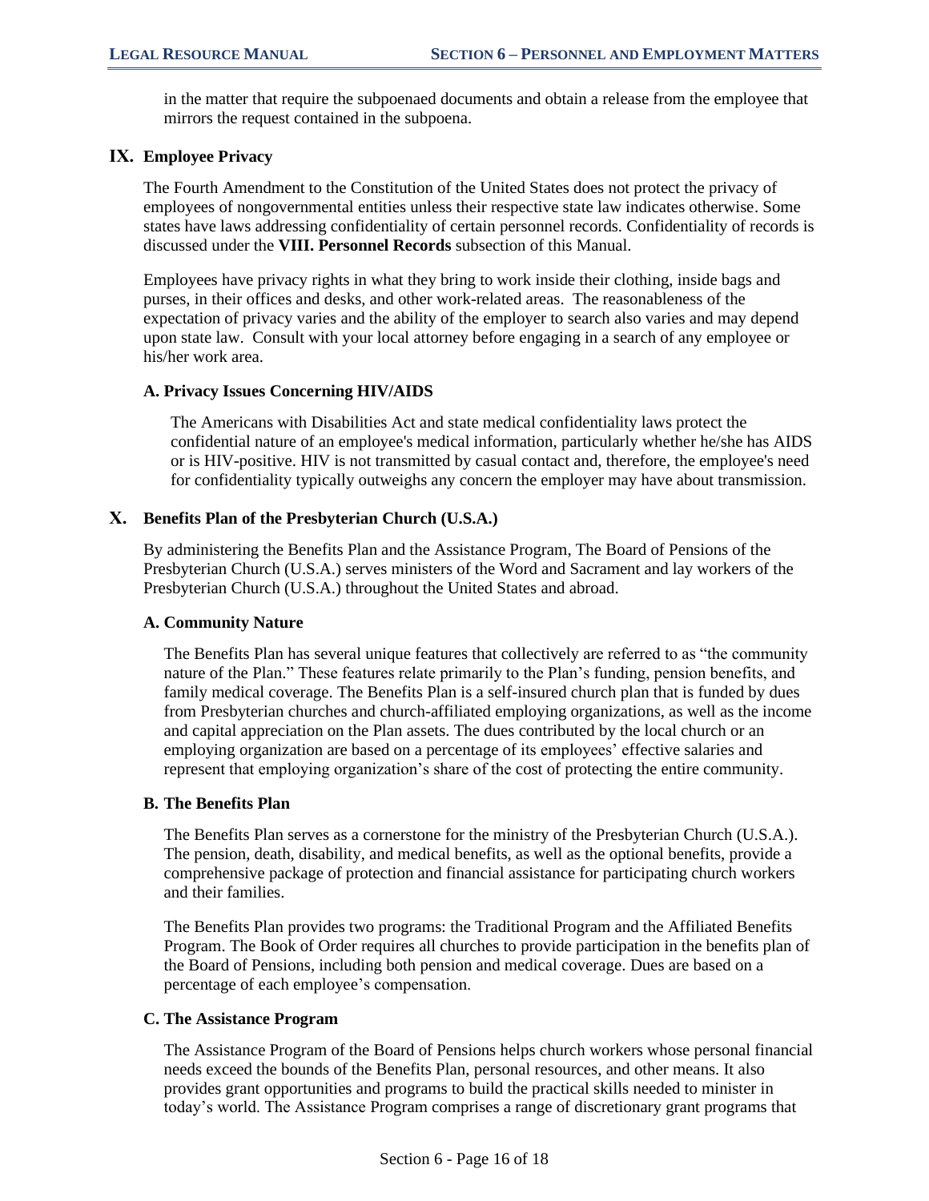in the matter that require the subpoenaed documents and obtain a release from the employee that mirrors the request contained in the subpoena.

## IX. Employee Privacy

The Fourth Amendment to the Constitution of the United States does not protect the privacy of employees of nongovernmental entities unless their respective state law indicates otherwise. Some states have laws addressing confidentiality of certain personnel records. Confidentiality of records is discussed under the **VIII. Personnel Records** subsection of this Manual.

Employees have privacy rights in what they bring to work inside their clothing, inside bags and purses, in their offices and desks, and other work-related areas. The reasonableness of the expectation of privacy varies and the ability of the employer to search also varies and may depend upon state law. Consult with your local attorney before engaging in a search of any employee or his/her work area.

### A. Privacy Issues Concerning HIV/AIDS

The Americans with Disabilities Act and state medical confidentiality laws protect the confidential nature of an employee's medical information, particularly whether he/she has AIDS or is HIV-positive. HIV is not transmitted by casual contact and, therefore, the employee's need for confidentiality typically outweighs any concern the employer may have about transmission.

## X. Benefits Plan of the Presbyterian Church (U.S.A.)

By administering the Benefits Plan and the Assistance Program, The Board of Pensions of the Presbyterian Church (U.S.A.) serves ministers of the Word and Sacrament and lay workers of the Presbyterian Church (U.S.A.) throughout the United States and abroad.

### A. Community Nature

The Benefits Plan has several unique features that collectively are referred to as "the community nature of the Plan." These features relate primarily to the Plan's funding, pension benefits, and family medical coverage. The Benefits Plan is a self-insured church plan that is funded by dues from Presbyterian churches and church-affiliated employing organizations, as well as the income and capital appreciation on the Plan assets. The dues contributed by the local church or an employing organization are based on a percentage of its employees' effective salaries and represent that employing organization's share of the cost of protecting the entire community.

### B. The Benefits Plan

The Benefits Plan serves as a cornerstone for the ministry of the Presbyterian Church (U.S.A.). The pension, death, disability, and medical benefits, as well as the optional benefits, provide a comprehensive package of protection and financial assistance for participating church workers and their families.

The Benefits Plan provides two programs: the Traditional Program and the Affiliated Benefits Program. The Book of Order requires all churches to provide participation in the benefits plan of the Board of Pensions, including both pension and medical coverage. Dues are based on a percentage of each employee's compensation.

### C. The Assistance Program

The Assistance Program of the Board of Pensions helps church workers whose personal financial needs exceed the bounds of the Benefits Plan, personal resources, and other means. It also provides grant opportunities and programs to build the practical skills needed to minister in today's world. The Assistance Program comprises a range of discretionary grant programs that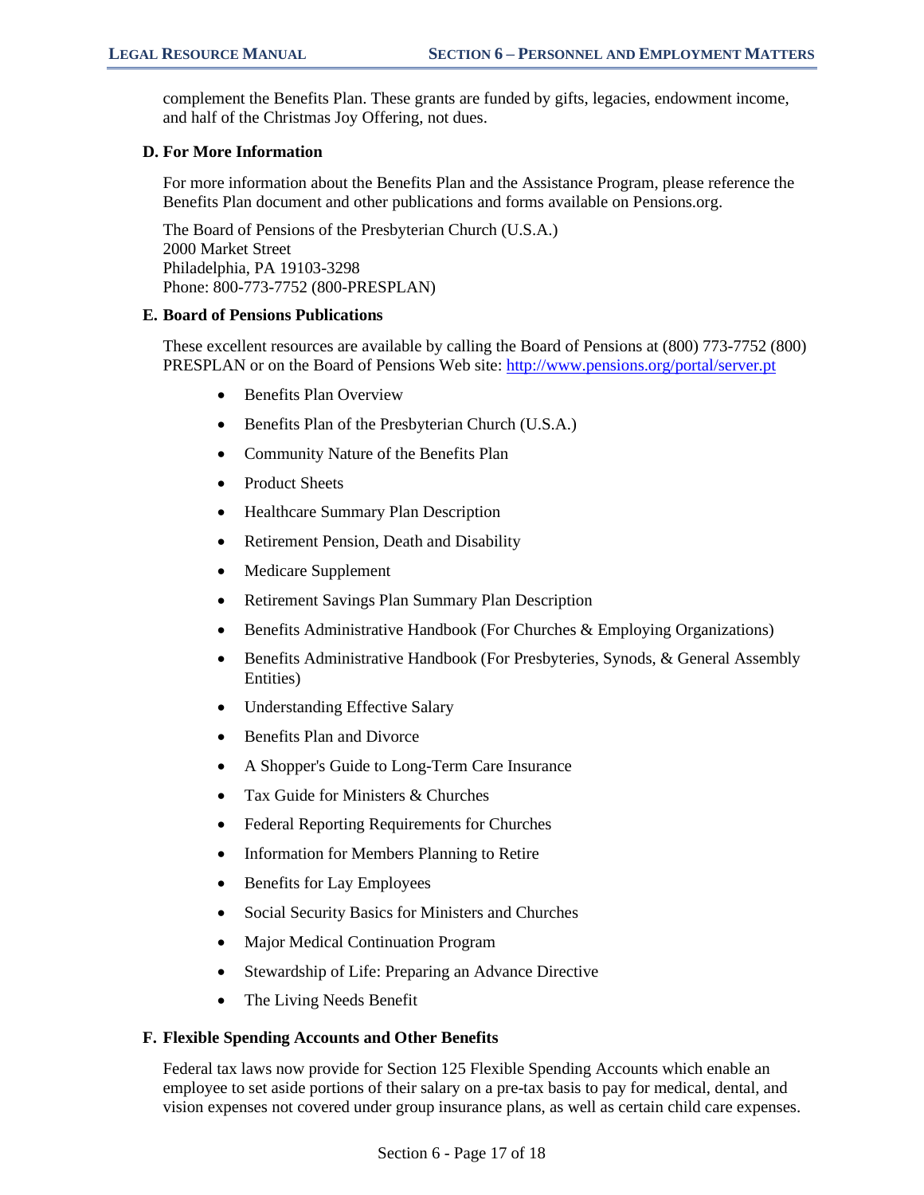complement the Benefits Plan. These grants are funded by gifts, legacies, endowment income, and half of the Christmas Joy Offering, not dues.

### D. For More Information

For more information about the Benefits Plan and the Assistance Program, please reference the Benefits Plan document and other publications and forms available on Pensions.org.

The Board of Pensions of the Presbyterian Church (U.S.A.)
2000 Market Street
Philadelphia, PA 19103-3298
Phone: 800-773-7752 (800-PRESPLAN)

### E. Board of Pensions Publications

These excellent resources are available by calling the Board of Pensions at (800) 773-7752 (800) PRESPLAN or on the Board of Pensions Web site: [http://www.pensions.org/portal/server.pt](http://www.pensions.org/portal/server.pt)

- Benefits Plan Overview
- Benefits Plan of the Presbyterian Church (U.S.A.)
- Community Nature of the Benefits Plan
- Product Sheets
- Healthcare Summary Plan Description
- Retirement Pension, Death and Disability
- Medicare Supplement
- Retirement Savings Plan Summary Plan Description
- Benefits Administrative Handbook (For Churches & Employing Organizations)
- Benefits Administrative Handbook (For Presbyteries, Synods, & General Assembly Entities)
- Understanding Effective Salary
- Benefits Plan and Divorce
- A Shopper's Guide to Long-Term Care Insurance
- Tax Guide for Ministers & Churches
- Federal Reporting Requirements for Churches
- Information for Members Planning to Retire
- Benefits for Lay Employees
- Social Security Basics for Ministers and Churches
- Major Medical Continuation Program
- Stewardship of Life: Preparing an Advance Directive
- The Living Needs Benefit

### F. Flexible Spending Accounts and Other Benefits

Federal tax laws now provide for Section 125 Flexible Spending Accounts which enable an employee to set aside portions of their salary on a pre-tax basis to pay for medical, dental, and vision expenses not covered under group insurance plans, as well as certain child care expenses.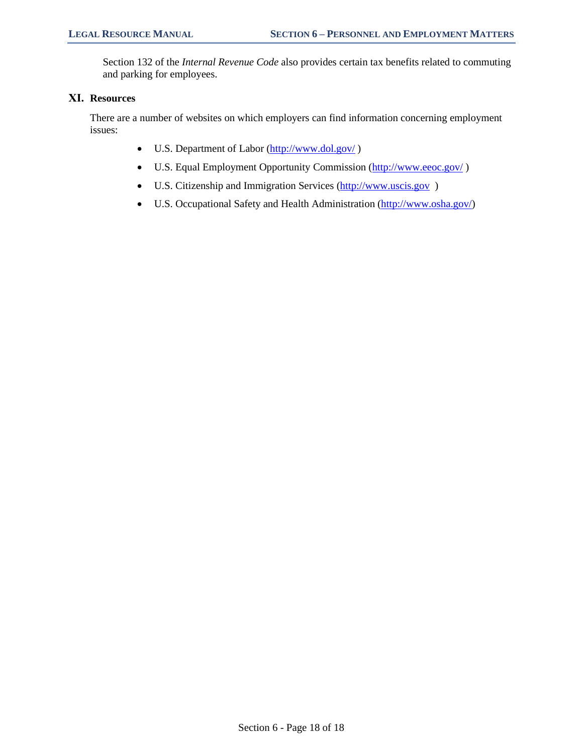Section 132 of the *Internal Revenue Code* also provides certain tax benefits related to commuting and parking for employees.

## XI. Resources

There are a number of websites on which employers can find information concerning employment issues:

- U.S. Department of Labor (http://www.dol.gov/ )
- U.S. Equal Employment Opportunity Commission (http://www.eeoc.gov/ )
- U.S. Citizenship and Immigration Services (http://www.uscis.gov )
- U.S. Occupational Safety and Health Administration (http://www.osha.gov/)